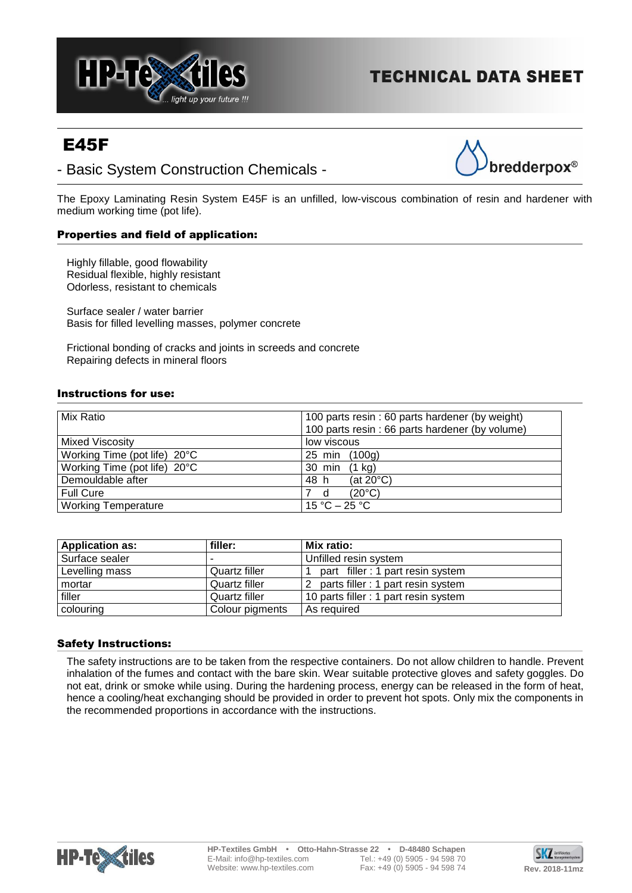TECHNICAL DATA SHEET

# E45F

## - Basic System Construction Chemicals -

bredderpox®

The Epoxy Laminating Resin System E45F is an unfilled, low-viscous combination of resin and hardener with medium working time (pot life).

### Properties and field of application:

Highly fillable, good flowability
Residual flexible, highly resistant
Odorless, resistant to chemicals

Surface sealer / water barrier
Basis for filled levelling masses, polymer concrete

Frictional bonding of cracks and joints in screeds and concrete
Repairing defects in mineral floors

### Instructions for use:

| | |
|---|---|
| Mix Ratio | 100 parts resin : 60 parts hardener (by weight)<br>100 parts resin : 66 parts hardener (by volume) |
| Mixed Viscosity | low viscous |
| Working Time (pot life) 20°C | 25 min (100g) |
| Working Time (pot life) 20°C | 30 min (1 kg) |
| Demouldable after | 48 h (at 20°C) |
| Full Cure | 7 d (20°C) |
| Working Temperature | 15 °C – 25 °C |

| Application as: | filler: | Mix ratio: |
|---|---|---|
| Surface sealer | - | Unfilled resin system |
| Levelling mass | Quartz filler | 1 part filler : 1 part resin system |
| mortar | Quartz filler | 2 parts filler : 1 part resin system |
| filler | Quartz filler | 10 parts filler : 1 part resin system |
| colouring | Colour pigments | As required |

### Safety Instructions:

The safety instructions are to be taken from the respective containers. Do not allow children to handle. Prevent inhalation of the fumes and contact with the bare skin. Wear suitable protective gloves and safety goggles. Do not eat, drink or smoke while using. During the hardening process, energy can be released in the form of heat, hence a cooling/heat exchanging should be provided in order to prevent hot spots. Only mix the components in the recommended proportions in accordance with the instructions.

HP-Textiles GmbH • Otto-Hahn-Strasse 22 • D-48480 Schapen
E-Mail: info@hp-textiles.com Tel.: +49 (0) 5905 - 94 598 70
Website: www.hp-textiles.com Fax: +49 (0) 5905 - 94 598 74

Rev. 2018-11mz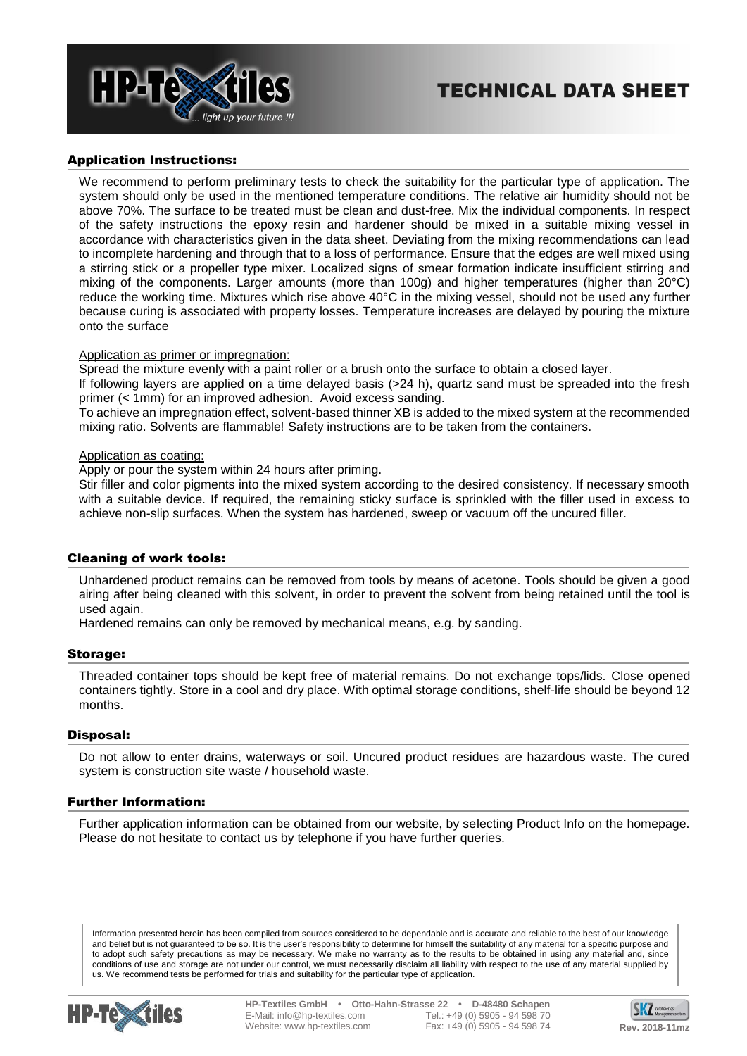## Application Instructions:

We recommend to perform preliminary tests to check the suitability for the particular type of application. The system should only be used in the mentioned temperature conditions. The relative air humidity should not be above 70%. The surface to be treated must be clean and dust-free. Mix the individual components. In respect of the safety instructions the epoxy resin and hardener should be mixed in a suitable mixing vessel in accordance with characteristics given in the data sheet. Deviating from the mixing recommendations can lead to incomplete hardening and through that to a loss of performance. Ensure that the edges are well mixed using a stirring stick or a propeller type mixer. Localized signs of smear formation indicate insufficient stirring and mixing of the components. Larger amounts (more than 100g) and higher temperatures (higher than 20°C) reduce the working time. Mixtures which rise above 40°C in the mixing vessel, should not be used any further because curing is associated with property losses. Temperature increases are delayed by pouring the mixture onto the surface

Application as primer or impregnation:

Spread the mixture evenly with a paint roller or a brush onto the surface to obtain a closed layer.

If following layers are applied on a time delayed basis (>24 h), quartz sand must be spreaded into the fresh primer (< 1mm) for an improved adhesion. Avoid excess sanding.

To achieve an impregnation effect, solvent-based thinner XB is added to the mixed system at the recommended mixing ratio. Solvents are flammable! Safety instructions are to be taken from the containers.

Application as coating:

Apply or pour the system within 24 hours after priming.

Stir filler and color pigments into the mixed system according to the desired consistency. If necessary smooth with a suitable device. If required, the remaining sticky surface is sprinkled with the filler used in excess to achieve non-slip surfaces. When the system has hardened, sweep or vacuum off the uncured filler.

## Cleaning of work tools:

Unhardened product remains can be removed from tools by means of acetone. Tools should be given a good airing after being cleaned with this solvent, in order to prevent the solvent from being retained until the tool is used again.

Hardened remains can only be removed by mechanical means, e.g. by sanding.

## Storage:

Threaded container tops should be kept free of material remains. Do not exchange tops/lids. Close opened containers tightly. Store in a cool and dry place. With optimal storage conditions, shelf-life should be beyond 12 months.

## Disposal:

Do not allow to enter drains, waterways or soil. Uncured product residues are hazardous waste. The cured system is construction site waste / household waste.

## Further Information:

Further application information can be obtained from our website, by selecting Product Info on the homepage. Please do not hesitate to contact us by telephone if you have further queries.

Information presented herein has been compiled from sources considered to be dependable and is accurate and reliable to the best of our knowledge and belief but is not guaranteed to be so. It is the user's responsibility to determine for himself the suitability of any material for a specific purpose and to adopt such safety precautions as may be necessary. We make no warranty as to the results to be obtained in using any material and, since conditions of use and storage are not under our control, we must necessarily disclaim all liability with respect to the use of any material supplied by us. We recommend tests be performed for trials and suitability for the particular type of application.

HP-Textiles GmbH • Otto-Hahn-Strasse 22 • D-48480 Schapen
E-Mail: info@hp-textiles.com Tel.: +49 (0) 5905 - 94 598 70
Website: www.hp-textiles.com Fax: +49 (0) 5905 - 94 598 74

Rev. 2018-11mz